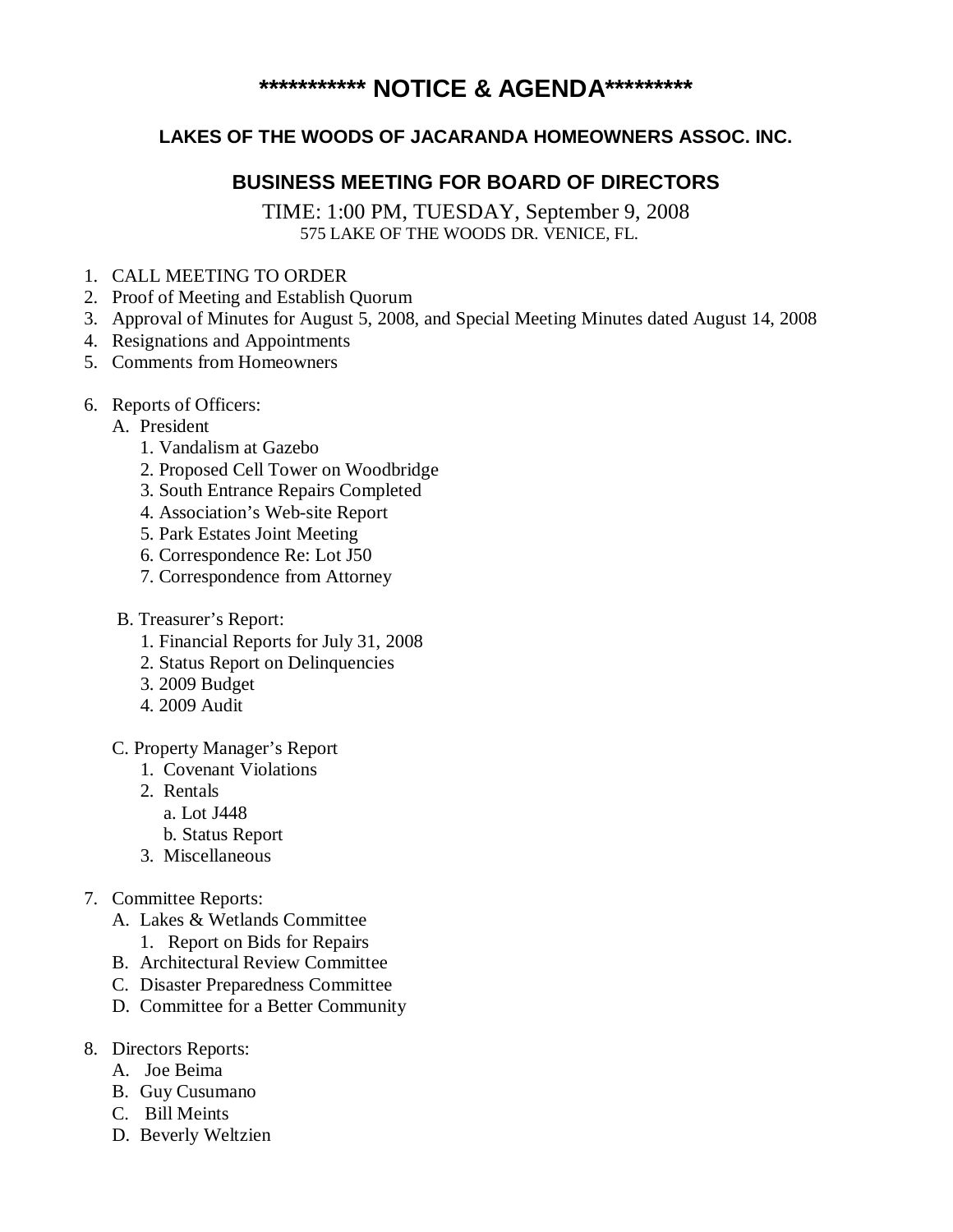# *********** NOTICE & AGENDA*********

## LAKES OF THE WOODS OF JACARANDA HOMEOWNERS ASSOC. INC.

## BUSINESS MEETING FOR BOARD OF DIRECTORS

TIME: 1:00 PM, TUESDAY, September 9, 2008
575 LAKE OF THE WOODS DR. VENICE, FL.

1. CALL MEETING TO ORDER
2. Proof of Meeting and Establish Quorum
3. Approval of Minutes for August 5, 2008, and Special Meeting Minutes dated August 14, 2008
4. Resignations and Appointments
5. Comments from Homeowners

6. Reports of Officers:
   - A. President
     1. Vandalism at Gazebo
     2. Proposed Cell Tower on Woodbridge
     3. South Entrance Repairs Completed
     4. Association's Web-site Report
     5. Park Estates Joint Meeting
     6. Correspondence Re: Lot J50
     7. Correspondence from Attorney

   - B. Treasurer's Report:
     1. Financial Reports for July 31, 2008
     2. Status Report on Delinquencies
     3. 2009 Budget
     4. 2009 Audit

   - C. Property Manager's Report
     1. Covenant Violations
     2. Rentals
        - a. Lot J448
        - b. Status Report
     3. Miscellaneous

7. Committee Reports:
   - A. Lakes & Wetlands Committee
     1. Report on Bids for Repairs
   - B. Architectural Review Committee
   - C. Disaster Preparedness Committee
   - D. Committee for a Better Community

8. Directors Reports:
   - A. Joe Beima
   - B. Guy Cusumano
   - C. Bill Meints
   - D. Beverly Weltzien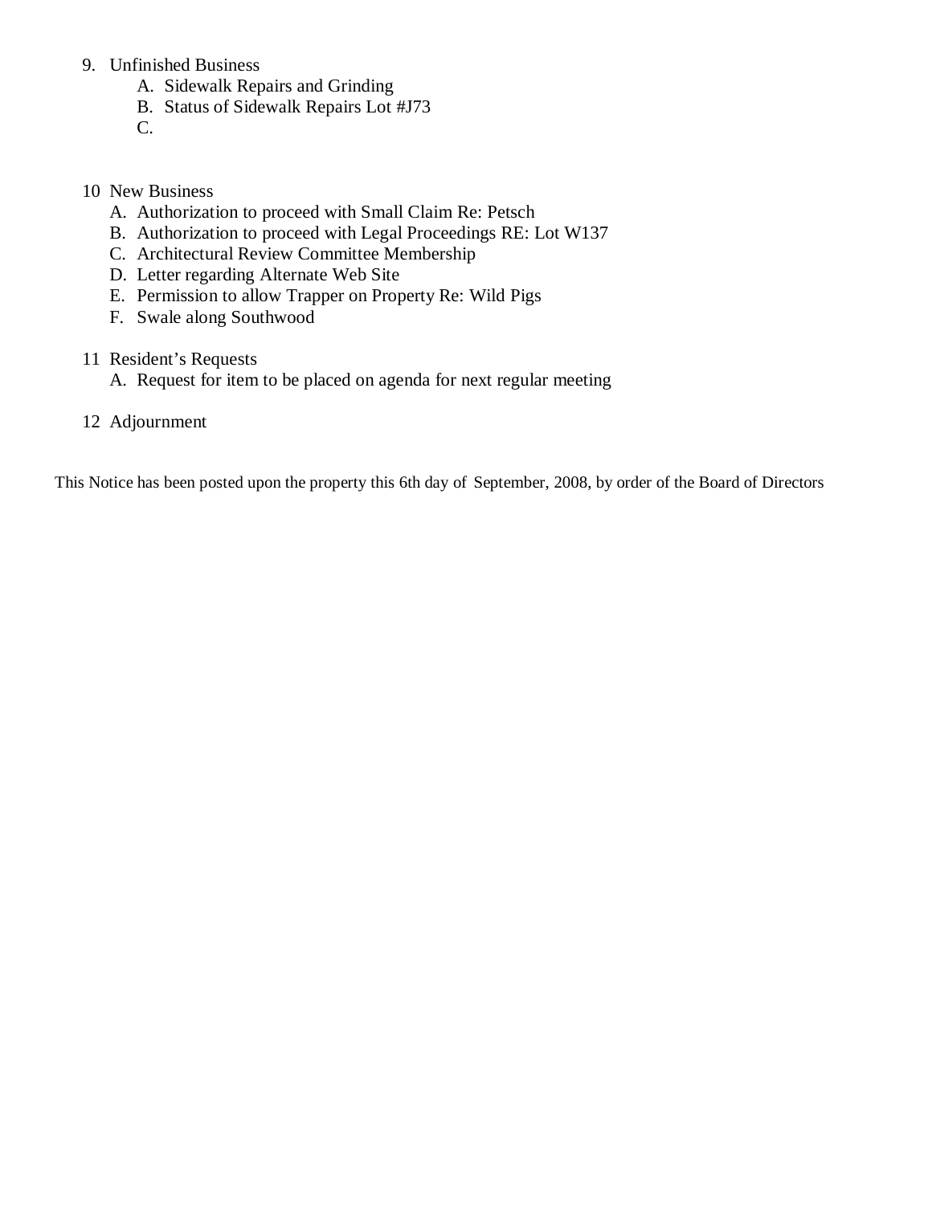9. Unfinished Business
    A. Sidewalk Repairs and Grinding
    B. Status of Sidewalk Repairs Lot #J73
    C.

10 New Business
    A. Authorization to proceed with Small Claim Re: Petsch
    B. Authorization to proceed with Legal Proceedings RE: Lot W137
    C. Architectural Review Committee Membership
    D. Letter regarding Alternate Web Site
    E. Permission to allow Trapper on Property Re: Wild Pigs
    F. Swale along Southwood

11 Resident's Requests
    A. Request for item to be placed on agenda for next regular meeting

12 Adjournment

This Notice has been posted upon the property this 6th day of September, 2008, by order of the Board of Directors